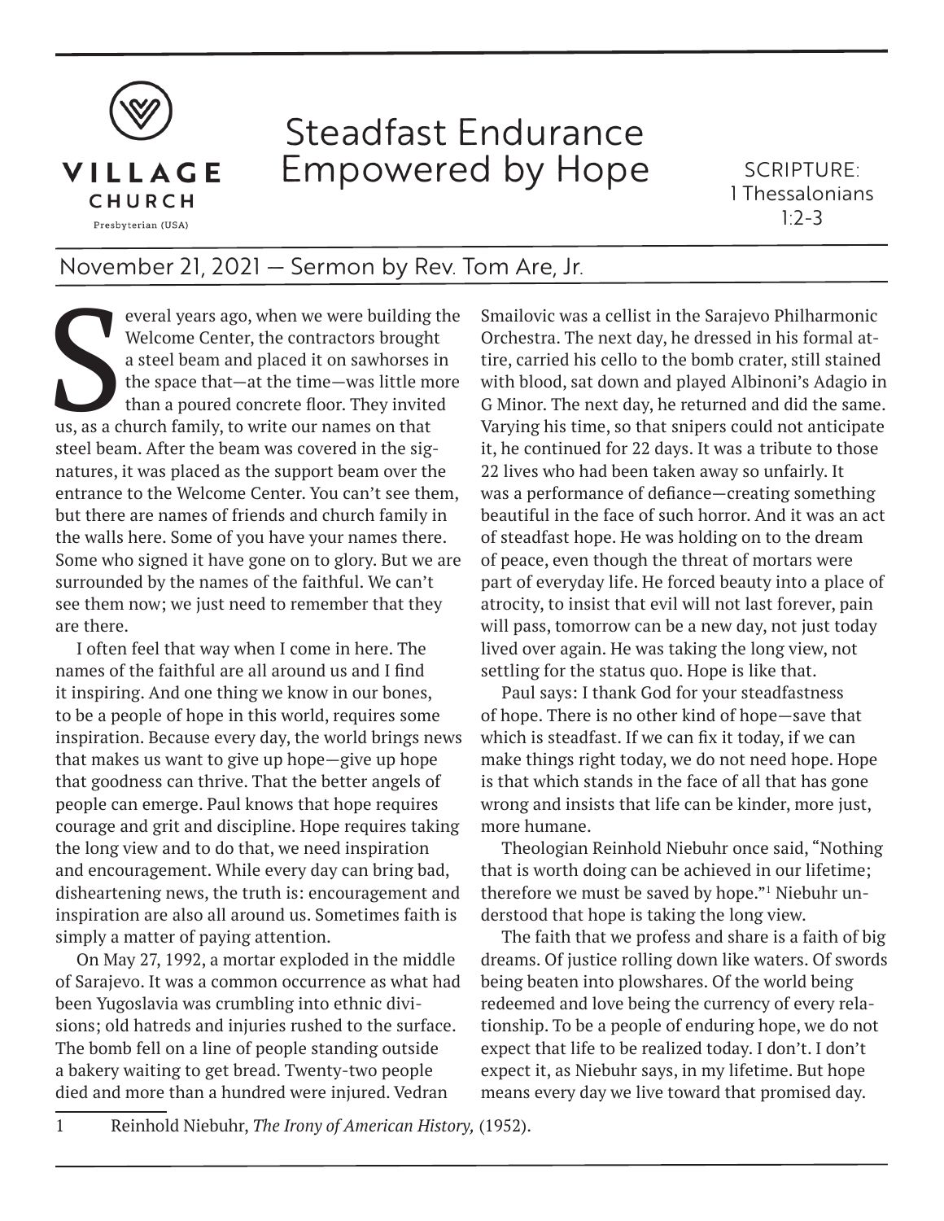VILLAGE CHURCH

Presbyterian (USA)

# Steadfast Endurance Empowered by Hope

SCRIPTURE: 1 Thessalonians 1:2-3

## November 21, 2021 — Sermon by Rev. Tom Are, Jr.

Several years ago, when we were building the Welcome Center, the contractors brought a steel beam and placed it on sawhorses in the space that—at the time—was little more than a poured concrete floor. They invited us, as a church family, to write our names on that steel beam. After the beam was covered in the signatures, it was placed as the support beam over the entrance to the Welcome Center. You can't see them, but there are names of friends and church family in the walls here. Some of you have your names there. Some who signed it have gone on to glory. But we are surrounded by the names of the faithful. We can't see them now; we just need to remember that they are there.

I often feel that way when I come in here. The names of the faithful are all around us and I find it inspiring. And one thing we know in our bones, to be a people of hope in this world, requires some inspiration. Because every day, the world brings news that makes us want to give up hope—give up hope that goodness can thrive. That the better angels of people can emerge. Paul knows that hope requires courage and grit and discipline. Hope requires taking the long view and to do that, we need inspiration and encouragement. While every day can bring bad, disheartening news, the truth is: encouragement and inspiration are also all around us. Sometimes faith is simply a matter of paying attention.

On May 27, 1992, a mortar exploded in the middle of Sarajevo. It was a common occurrence as what had been Yugoslavia was crumbling into ethnic divisions; old hatreds and injuries rushed to the surface. The bomb fell on a line of people standing outside a bakery waiting to get bread. Twenty-two people died and more than a hundred were injured. Vedran Smailovic was a cellist in the Sarajevo Philharmonic Orchestra. The next day, he dressed in his formal attire, carried his cello to the bomb crater, still stained with blood, sat down and played Albinoni's Adagio in G Minor. The next day, he returned and did the same. Varying his time, so that snipers could not anticipate it, he continued for 22 days. It was a tribute to those 22 lives who had been taken away so unfairly. It was a performance of defiance—creating something beautiful in the face of such horror. And it was an act of steadfast hope. He was holding on to the dream of peace, even though the threat of mortars were part of everyday life. He forced beauty into a place of atrocity, to insist that evil will not last forever, pain will pass, tomorrow can be a new day, not just today lived over again. He was taking the long view, not settling for the status quo. Hope is like that.

Paul says: I thank God for your steadfastness of hope. There is no other kind of hope—save that which is steadfast. If we can fix it today, if we can make things right today, we do not need hope. Hope is that which stands in the face of all that has gone wrong and insists that life can be kinder, more just, more humane.

Theologian Reinhold Niebuhr once said, "Nothing that is worth doing can be achieved in our lifetime; therefore we must be saved by hope."[1] Niebuhr understood that hope is taking the long view.

The faith that we profess and share is a faith of big dreams. Of justice rolling down like waters. Of swords being beaten into plowshares. Of the world being redeemed and love being the currency of every relationship. To be a people of enduring hope, we do not expect that life to be realized today. I don't. I don't expect it, as Niebuhr says, in my lifetime. But hope means every day we live toward that promised day.

1 Reinhold Niebuhr, *The Irony of American History,* (1952).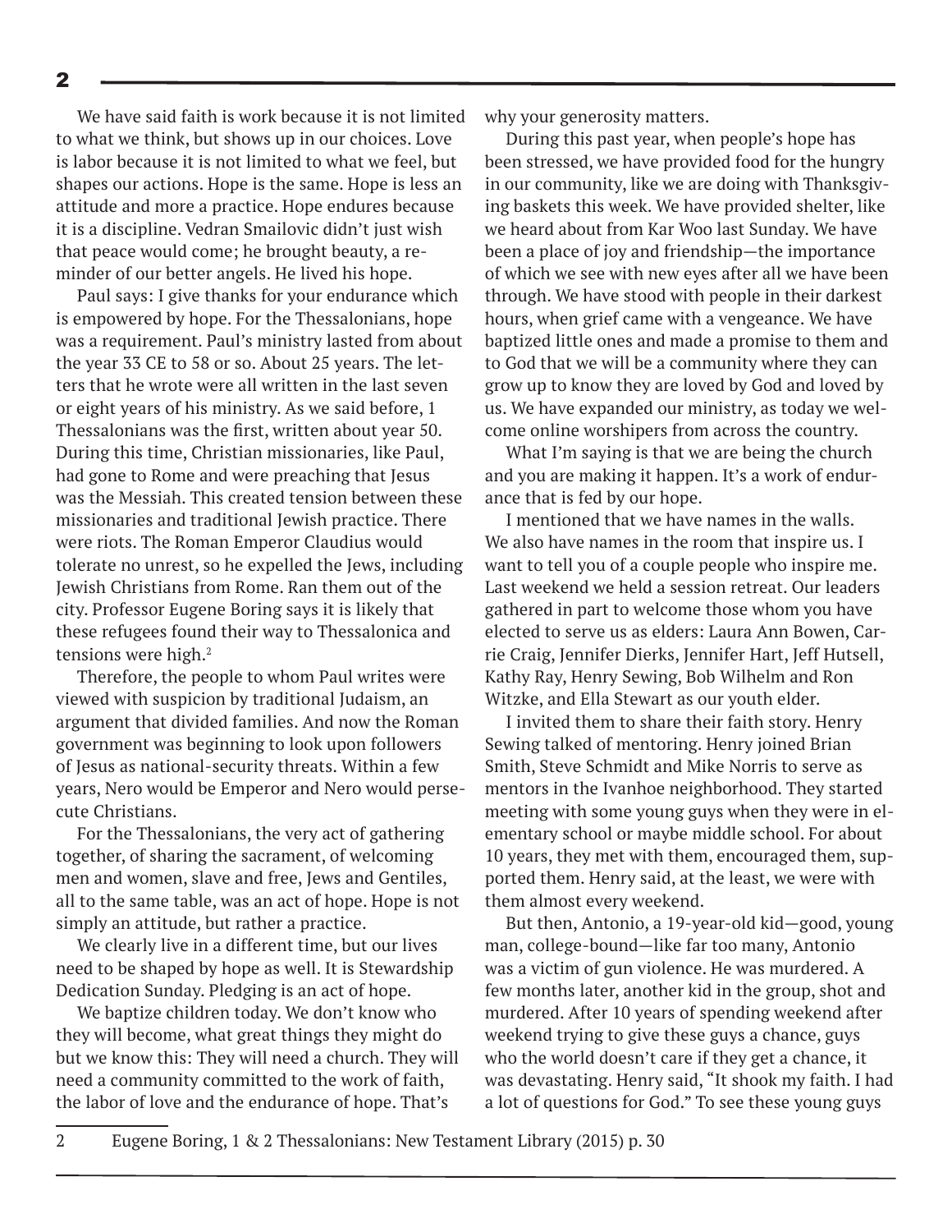We have said faith is work because it is not limited to what we think, but shows up in our choices. Love is labor because it is not limited to what we feel, but shapes our actions. Hope is the same. Hope is less an attitude and more a practice. Hope endures because it is a discipline. Vedran Smailovic didn't just wish that peace would come; he brought beauty, a reminder of our better angels. He lived his hope.

Paul says: I give thanks for your endurance which is empowered by hope. For the Thessalonians, hope was a requirement. Paul's ministry lasted from about the year 33 CE to 58 or so. About 25 years. The letters that he wrote were all written in the last seven or eight years of his ministry. As we said before, 1 Thessalonians was the first, written about year 50. During this time, Christian missionaries, like Paul, had gone to Rome and were preaching that Jesus was the Messiah. This created tension between these missionaries and traditional Jewish practice. There were riots. The Roman Emperor Claudius would tolerate no unrest, so he expelled the Jews, including Jewish Christians from Rome. Ran them out of the city. Professor Eugene Boring says it is likely that these refugees found their way to Thessalonica and tensions were high.[2]

Therefore, the people to whom Paul writes were viewed with suspicion by traditional Judaism, an argument that divided families. And now the Roman government was beginning to look upon followers of Jesus as national-security threats. Within a few years, Nero would be Emperor and Nero would persecute Christians.

For the Thessalonians, the very act of gathering together, of sharing the sacrament, of welcoming men and women, slave and free, Jews and Gentiles, all to the same table, was an act of hope. Hope is not simply an attitude, but rather a practice.

We clearly live in a different time, but our lives need to be shaped by hope as well. It is Stewardship Dedication Sunday. Pledging is an act of hope.

We baptize children today. We don't know who they will become, what great things they might do but we know this: They will need a church. They will need a community committed to the work of faith, the labor of love and the endurance of hope. That's why your generosity matters.

During this past year, when people's hope has been stressed, we have provided food for the hungry in our community, like we are doing with Thanksgiving baskets this week. We have provided shelter, like we heard about from Kar Woo last Sunday. We have been a place of joy and friendship—the importance of which we see with new eyes after all we have been through. We have stood with people in their darkest hours, when grief came with a vengeance. We have baptized little ones and made a promise to them and to God that we will be a community where they can grow up to know they are loved by God and loved by us. We have expanded our ministry, as today we welcome online worshipers from across the country.

What I'm saying is that we are being the church and you are making it happen. It's a work of endurance that is fed by our hope.

I mentioned that we have names in the walls. We also have names in the room that inspire us. I want to tell you of a couple people who inspire me. Last weekend we held a session retreat. Our leaders gathered in part to welcome those whom you have elected to serve us as elders: Laura Ann Bowen, Carrie Craig, Jennifer Dierks, Jennifer Hart, Jeff Hutsell, Kathy Ray, Henry Sewing, Bob Wilhelm and Ron Witzke, and Ella Stewart as our youth elder.

I invited them to share their faith story. Henry Sewing talked of mentoring. Henry joined Brian Smith, Steve Schmidt and Mike Norris to serve as mentors in the Ivanhoe neighborhood. They started meeting with some young guys when they were in elementary school or maybe middle school. For about 10 years, they met with them, encouraged them, supported them. Henry said, at the least, we were with them almost every weekend.

But then, Antonio, a 19-year-old kid—good, young man, college-bound—like far too many, Antonio was a victim of gun violence. He was murdered. A few months later, another kid in the group, shot and murdered. After 10 years of spending weekend after weekend trying to give these guys a chance, guys who the world doesn't care if they get a chance, it was devastating. Henry said, "It shook my faith. I had a lot of questions for God." To see these young guys

---

2 Eugene Boring, 1 & 2 Thessalonians: New Testament Library (2015) p. 30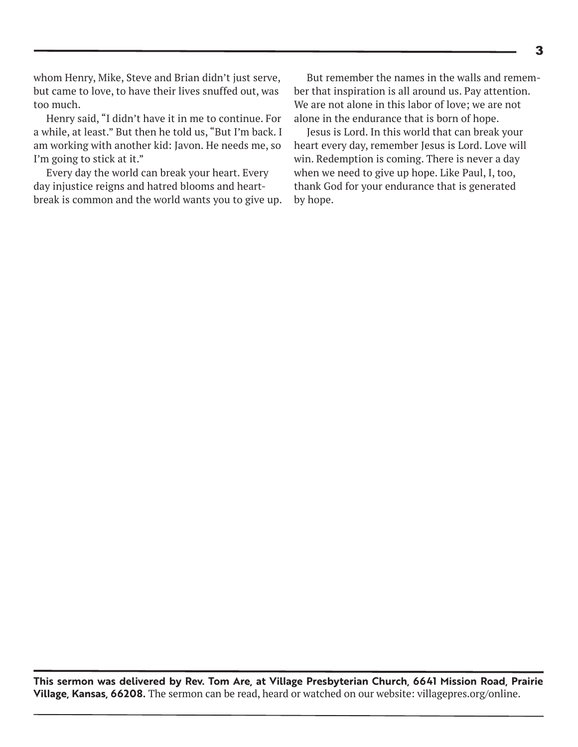whom Henry, Mike, Steve and Brian didn't just serve, but came to love, to have their lives snuffed out, was too much.

Henry said, "I didn't have it in me to continue. For a while, at least." But then he told us, "But I'm back. I am working with another kid: Javon. He needs me, so I'm going to stick at it."

Every day the world can break your heart. Every day injustice reigns and hatred blooms and heartbreak is common and the world wants you to give up.

But remember the names in the walls and remember that inspiration is all around us. Pay attention. We are not alone in this labor of love; we are not alone in the endurance that is born of hope.

Jesus is Lord. In this world that can break your heart every day, remember Jesus is Lord. Love will win. Redemption is coming. There is never a day when we need to give up hope. Like Paul, I, too, thank God for your endurance that is generated by hope.

---

**This sermon was delivered by Rev. Tom Are, at Village Presbyterian Church, 6641 Mission Road, Prairie Village, Kansas, 66208.** The sermon can be read, heard or watched on our website: villagepres.org/online.